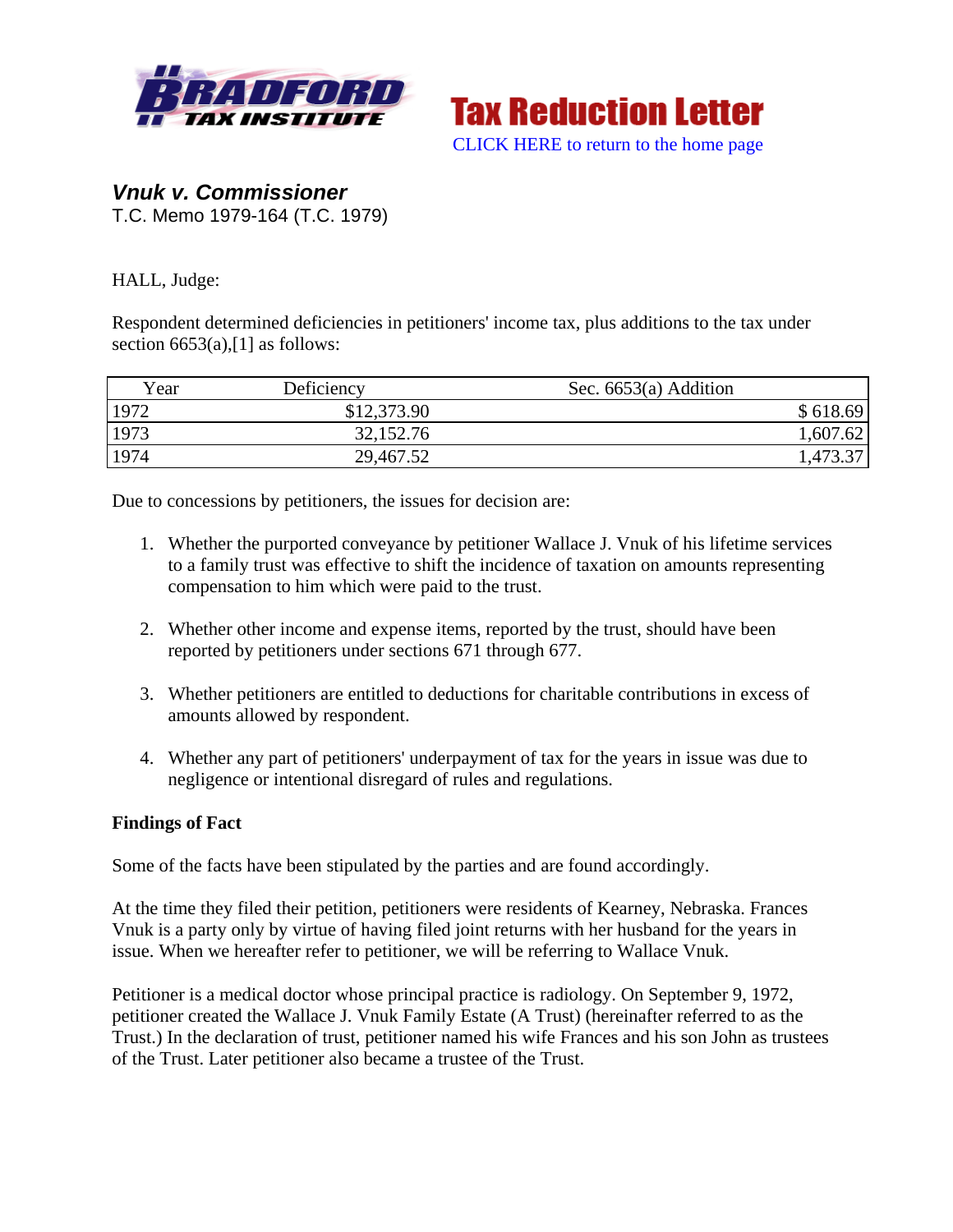# Vnuk v. Commissioner

T.C. Memo 1979-164 (T.C. 1979)

HALL, Judge:

Respondent determined deficiencies in petitioners' income tax, plus additions to the tax under section 6653(a),[1] as follows:

| Year | Deficiency | Sec. 6653(a) Addition |
|---|---|---|
| 1972 | $12,373.90 | $ 618.69 |
| 1973 | 32,152.76 | 1,607.62 |
| 1974 | 29,467.52 | 1,473.37 |

Due to concessions by petitioners, the issues for decision are:

1. Whether the purported conveyance by petitioner Wallace J. Vnuk of his lifetime services to a family trust was effective to shift the incidence of taxation on amounts representing compensation to him which were paid to the trust.

2. Whether other income and expense items, reported by the trust, should have been reported by petitioners under sections 671 through 677.

3. Whether petitioners are entitled to deductions for charitable contributions in excess of amounts allowed by respondent.

4. Whether any part of petitioners' underpayment of tax for the years in issue was due to negligence or intentional disregard of rules and regulations.

**Findings of Fact**

Some of the facts have been stipulated by the parties and are found accordingly.

At the time they filed their petition, petitioners were residents of Kearney, Nebraska. Frances Vnuk is a party only by virtue of having filed joint returns with her husband for the years in issue. When we hereafter refer to petitioner, we will be referring to Wallace Vnuk.

Petitioner is a medical doctor whose principal practice is radiology. On September 9, 1972, petitioner created the Wallace J. Vnuk Family Estate (A Trust) (hereinafter referred to as the Trust.) In the declaration of trust, petitioner named his wife Frances and his son John as trustees of the Trust. Later petitioner also became a trustee of the Trust.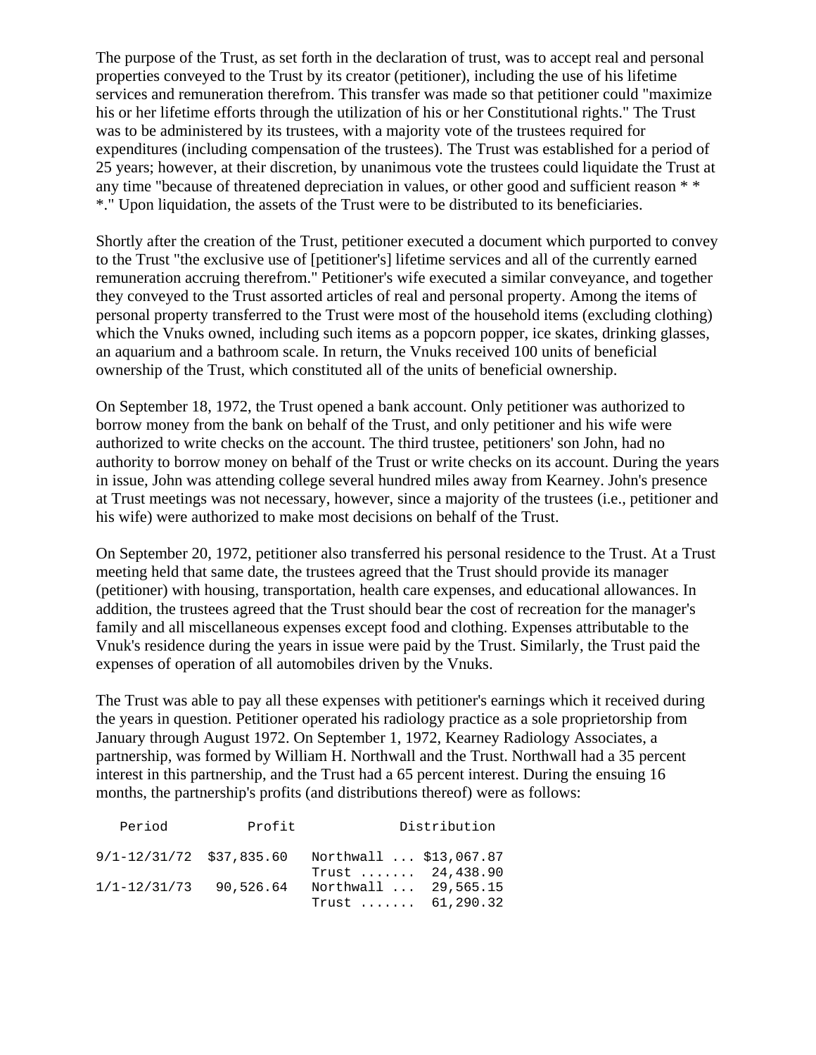The purpose of the Trust, as set forth in the declaration of trust, was to accept real and personal properties conveyed to the Trust by its creator (petitioner), including the use of his lifetime services and remuneration therefrom. This transfer was made so that petitioner could "maximize his or her lifetime efforts through the utilization of his or her Constitutional rights." The Trust was to be administered by its trustees, with a majority vote of the trustees required for expenditures (including compensation of the trustees). The Trust was established for a period of 25 years; however, at their discretion, by unanimous vote the trustees could liquidate the Trust at any time "because of threatened depreciation in values, or other good and sufficient reason * * *." Upon liquidation, the assets of the Trust were to be distributed to its beneficiaries.

Shortly after the creation of the Trust, petitioner executed a document which purported to convey to the Trust "the exclusive use of [petitioner's] lifetime services and all of the currently earned remuneration accruing therefrom." Petitioner's wife executed a similar conveyance, and together they conveyed to the Trust assorted articles of real and personal property. Among the items of personal property transferred to the Trust were most of the household items (excluding clothing) which the Vnuks owned, including such items as a popcorn popper, ice skates, drinking glasses, an aquarium and a bathroom scale. In return, the Vnuks received 100 units of beneficial ownership of the Trust, which constituted all of the units of beneficial ownership.

On September 18, 1972, the Trust opened a bank account. Only petitioner was authorized to borrow money from the bank on behalf of the Trust, and only petitioner and his wife were authorized to write checks on the account. The third trustee, petitioners' son John, had no authority to borrow money on behalf of the Trust or write checks on its account. During the years in issue, John was attending college several hundred miles away from Kearney. John's presence at Trust meetings was not necessary, however, since a majority of the trustees (i.e., petitioner and his wife) were authorized to make most decisions on behalf of the Trust.

On September 20, 1972, petitioner also transferred his personal residence to the Trust. At a Trust meeting held that same date, the trustees agreed that the Trust should provide its manager (petitioner) with housing, transportation, health care expenses, and educational allowances. In addition, the trustees agreed that the Trust should bear the cost of recreation for the manager's family and all miscellaneous expenses except food and clothing. Expenses attributable to the Vnuk's residence during the years in issue were paid by the Trust. Similarly, the Trust paid the expenses of operation of all automobiles driven by the Vnuks.

The Trust was able to pay all these expenses with petitioner's earnings which it received during the years in question. Petitioner operated his radiology practice as a sole proprietorship from January through August 1972. On September 1, 1972, Kearney Radiology Associates, a partnership, was formed by William H. Northwall and the Trust. Northwall had a 35 percent interest in this partnership, and the Trust had a 65 percent interest. During the ensuing 16 months, the partnership's profits (and distributions thereof) were as follows:

| Period | Profit | Distribution |
|---|---|---|
| 9/1-12/31/72 | $37,835.60 | Northwall ... $13,067.87 |
| | | Trust ....... 24,438.90 |
| 1/1-12/31/73 | 90,526.64 | Northwall ... 29,565.15 |
| | | Trust ....... 61,290.32 |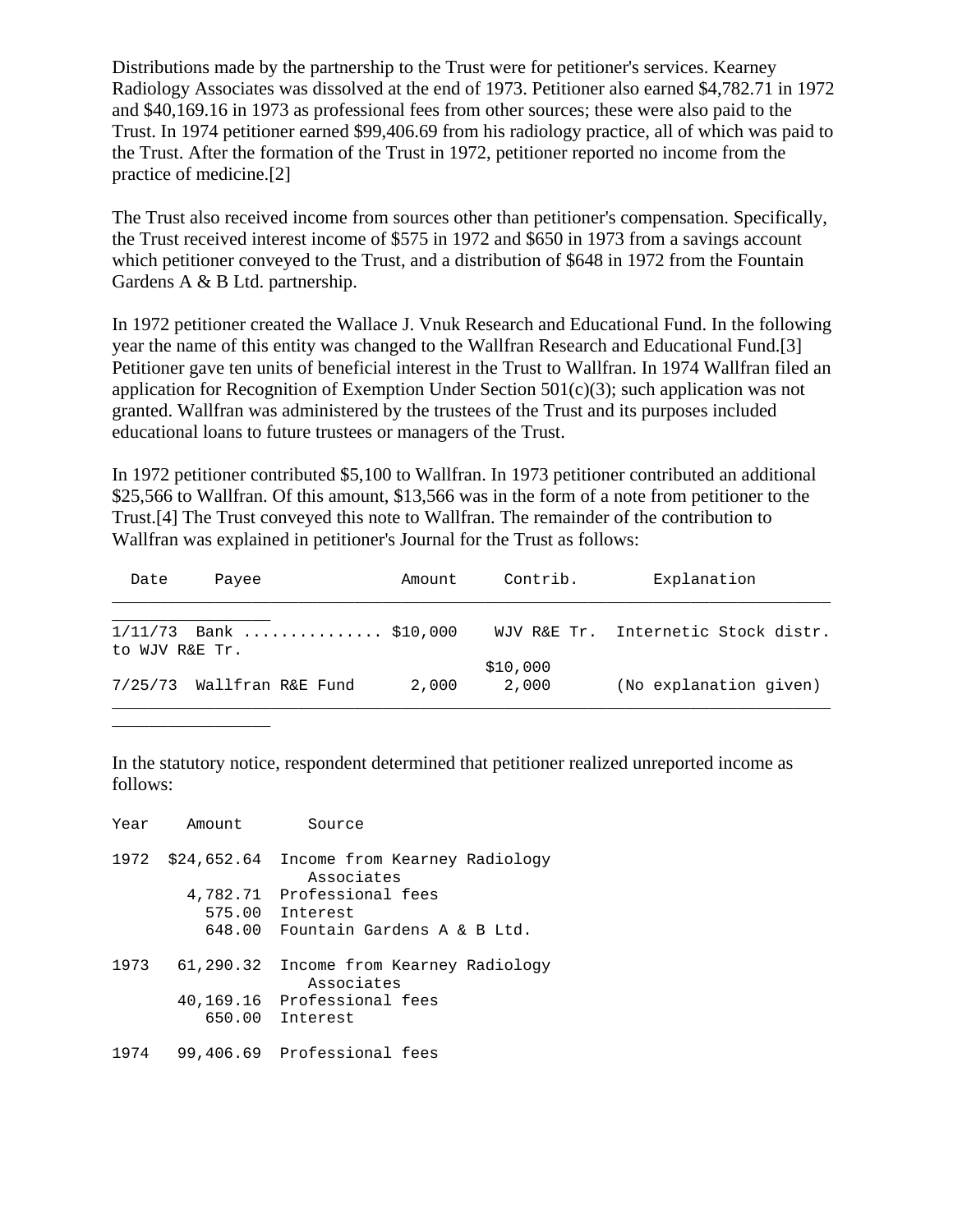Distributions made by the partnership to the Trust were for petitioner's services. Kearney Radiology Associates was dissolved at the end of 1973. Petitioner also earned $4,782.71 in 1972 and $40,169.16 in 1973 as professional fees from other sources; these were also paid to the Trust. In 1974 petitioner earned $99,406.69 from his radiology practice, all of which was paid to the Trust. After the formation of the Trust in 1972, petitioner reported no income from the practice of medicine.[2]

The Trust also received income from sources other than petitioner's compensation. Specifically, the Trust received interest income of $575 in 1972 and $650 in 1973 from a savings account which petitioner conveyed to the Trust, and a distribution of $648 in 1972 from the Fountain Gardens A & B Ltd. partnership.

In 1972 petitioner created the Wallace J. Vnuk Research and Educational Fund. In the following year the name of this entity was changed to the Wallfran Research and Educational Fund.[3] Petitioner gave ten units of beneficial interest in the Trust to Wallfran. In 1974 Wallfran filed an application for Recognition of Exemption Under Section 501(c)(3); such application was not granted. Wallfran was administered by the trustees of the Trust and its purposes included educational loans to future trustees or managers of the Trust.

In 1972 petitioner contributed $5,100 to Wallfran. In 1973 petitioner contributed an additional $25,566 to Wallfran. Of this amount, $13,566 was in the form of a note from petitioner to the Trust.[4] The Trust conveyed this note to Wallfran. The remainder of the contribution to Wallfran was explained in petitioner's Journal for the Trust as follows:

| Date | Payee | Amount | Contrib. | Explanation |
|---|---|---|---|---|
| 1/11/73 | Bank .............. to WJV R&E Tr. | $10,000 | WJV R&E Tr. $10,000 | Internetic Stock distr. |
| 7/25/73 | Wallfran R&E Fund | 2,000 | 2,000 | (No explanation given) |

In the statutory notice, respondent determined that petitioner realized unreported income as follows:

| Year | Amount | Source |
|---|---|---|
| 1972 | $24,652.64 | Income from Kearney Radiology Associates |
| | 4,782.71 | Professional fees |
| | 575.00 | Interest |
| | 648.00 | Fountain Gardens A & B Ltd. |
| 1973 | 61,290.32 | Income from Kearney Radiology Associates |
| | 40,169.16 | Professional fees |
| | 650.00 | Interest |
| 1974 | 99,406.69 | Professional fees |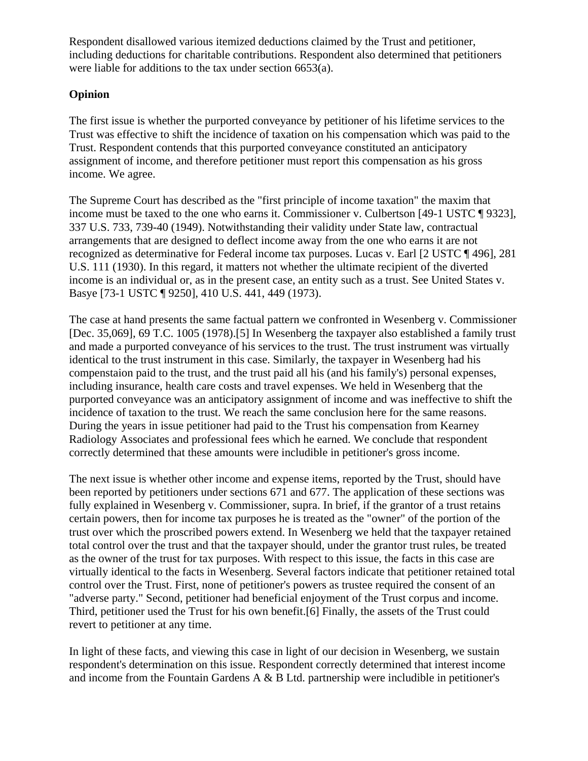Respondent disallowed various itemized deductions claimed by the Trust and petitioner, including deductions for charitable contributions. Respondent also determined that petitioners were liable for additions to the tax under section 6653(a).

**Opinion**

The first issue is whether the purported conveyance by petitioner of his lifetime services to the Trust was effective to shift the incidence of taxation on his compensation which was paid to the Trust. Respondent contends that this purported conveyance constituted an anticipatory assignment of income, and therefore petitioner must report this compensation as his gross income. We agree.

The Supreme Court has described as the "first principle of income taxation" the maxim that income must be taxed to the one who earns it. Commissioner v. Culbertson [49-1 USTC ¶ 9323], 337 U.S. 733, 739-40 (1949). Notwithstanding their validity under State law, contractual arrangements that are designed to deflect income away from the one who earns it are not recognized as determinative for Federal income tax purposes. Lucas v. Earl [2 USTC ¶ 496], 281 U.S. 111 (1930). In this regard, it matters not whether the ultimate recipient of the diverted income is an individual or, as in the present case, an entity such as a trust. See United States v. Basye [73-1 USTC ¶ 9250], 410 U.S. 441, 449 (1973).

The case at hand presents the same factual pattern we confronted in Wesenberg v. Commissioner [Dec. 35,069], 69 T.C. 1005 (1978).[5] In Wesenberg the taxpayer also established a family trust and made a purported conveyance of his services to the trust. The trust instrument was virtually identical to the trust instrument in this case. Similarly, the taxpayer in Wesenberg had his compenstaion paid to the trust, and the trust paid all his (and his family's) personal expenses, including insurance, health care costs and travel expenses. We held in Wesenberg that the purported conveyance was an anticipatory assignment of income and was ineffective to shift the incidence of taxation to the trust. We reach the same conclusion here for the same reasons. During the years in issue petitioner had paid to the Trust his compensation from Kearney Radiology Associates and professional fees which he earned. We conclude that respondent correctly determined that these amounts were includible in petitioner's gross income.

The next issue is whether other income and expense items, reported by the Trust, should have been reported by petitioners under sections 671 and 677. The application of these sections was fully explained in Wesenberg v. Commissioner, supra. In brief, if the grantor of a trust retains certain powers, then for income tax purposes he is treated as the "owner" of the portion of the trust over which the proscribed powers extend. In Wesenberg we held that the taxpayer retained total control over the trust and that the taxpayer should, under the grantor trust rules, be treated as the owner of the trust for tax purposes. With respect to this issue, the facts in this case are virtually identical to the facts in Wesenberg. Several factors indicate that petitioner retained total control over the Trust. First, none of petitioner's powers as trustee required the consent of an "adverse party." Second, petitioner had beneficial enjoyment of the Trust corpus and income. Third, petitioner used the Trust for his own benefit.[6] Finally, the assets of the Trust could revert to petitioner at any time.

In light of these facts, and viewing this case in light of our decision in Wesenberg, we sustain respondent's determination on this issue. Respondent correctly determined that interest income and income from the Fountain Gardens A & B Ltd. partnership were includible in petitioner's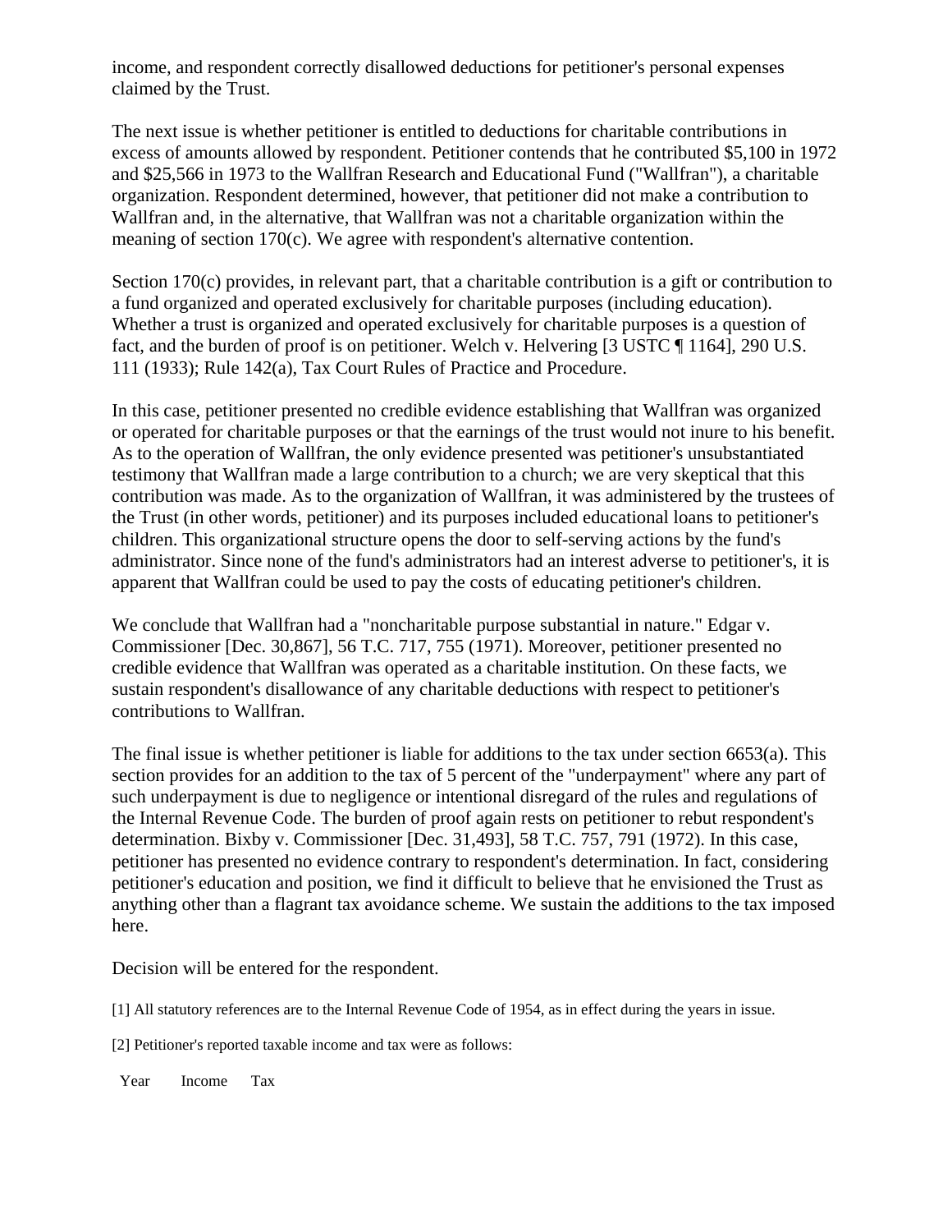income, and respondent correctly disallowed deductions for petitioner's personal expenses claimed by the Trust.

The next issue is whether petitioner is entitled to deductions for charitable contributions in excess of amounts allowed by respondent. Petitioner contends that he contributed $5,100 in 1972 and $25,566 in 1973 to the Wallfran Research and Educational Fund ("Wallfran"), a charitable organization. Respondent determined, however, that petitioner did not make a contribution to Wallfran and, in the alternative, that Wallfran was not a charitable organization within the meaning of section 170(c). We agree with respondent's alternative contention.

Section 170(c) provides, in relevant part, that a charitable contribution is a gift or contribution to a fund organized and operated exclusively for charitable purposes (including education). Whether a trust is organized and operated exclusively for charitable purposes is a question of fact, and the burden of proof is on petitioner. Welch v. Helvering [3 USTC ¶ 1164], 290 U.S. 111 (1933); Rule 142(a), Tax Court Rules of Practice and Procedure.

In this case, petitioner presented no credible evidence establishing that Wallfran was organized or operated for charitable purposes or that the earnings of the trust would not inure to his benefit. As to the operation of Wallfran, the only evidence presented was petitioner's unsubstantiated testimony that Wallfran made a large contribution to a church; we are very skeptical that this contribution was made. As to the organization of Wallfran, it was administered by the trustees of the Trust (in other words, petitioner) and its purposes included educational loans to petitioner's children. This organizational structure opens the door to self-serving actions by the fund's administrator. Since none of the fund's administrators had an interest adverse to petitioner's, it is apparent that Wallfran could be used to pay the costs of educating petitioner's children.

We conclude that Wallfran had a "noncharitable purpose substantial in nature." Edgar v. Commissioner [Dec. 30,867], 56 T.C. 717, 755 (1971). Moreover, petitioner presented no credible evidence that Wallfran was operated as a charitable institution. On these facts, we sustain respondent's disallowance of any charitable deductions with respect to petitioner's contributions to Wallfran.

The final issue is whether petitioner is liable for additions to the tax under section 6653(a). This section provides for an addition to the tax of 5 percent of the "underpayment" where any part of such underpayment is due to negligence or intentional disregard of the rules and regulations of the Internal Revenue Code. The burden of proof again rests on petitioner to rebut respondent's determination. Bixby v. Commissioner [Dec. 31,493], 58 T.C. 757, 791 (1972). In this case, petitioner has presented no evidence contrary to respondent's determination. In fact, considering petitioner's education and position, we find it difficult to believe that he envisioned the Trust as anything other than a flagrant tax avoidance scheme. We sustain the additions to the tax imposed here.

Decision will be entered for the respondent.

[1] All statutory references are to the Internal Revenue Code of 1954, as in effect during the years in issue.

[2] Petitioner's reported taxable income and tax were as follows:

| Year | Income | Tax |
|---|---|---|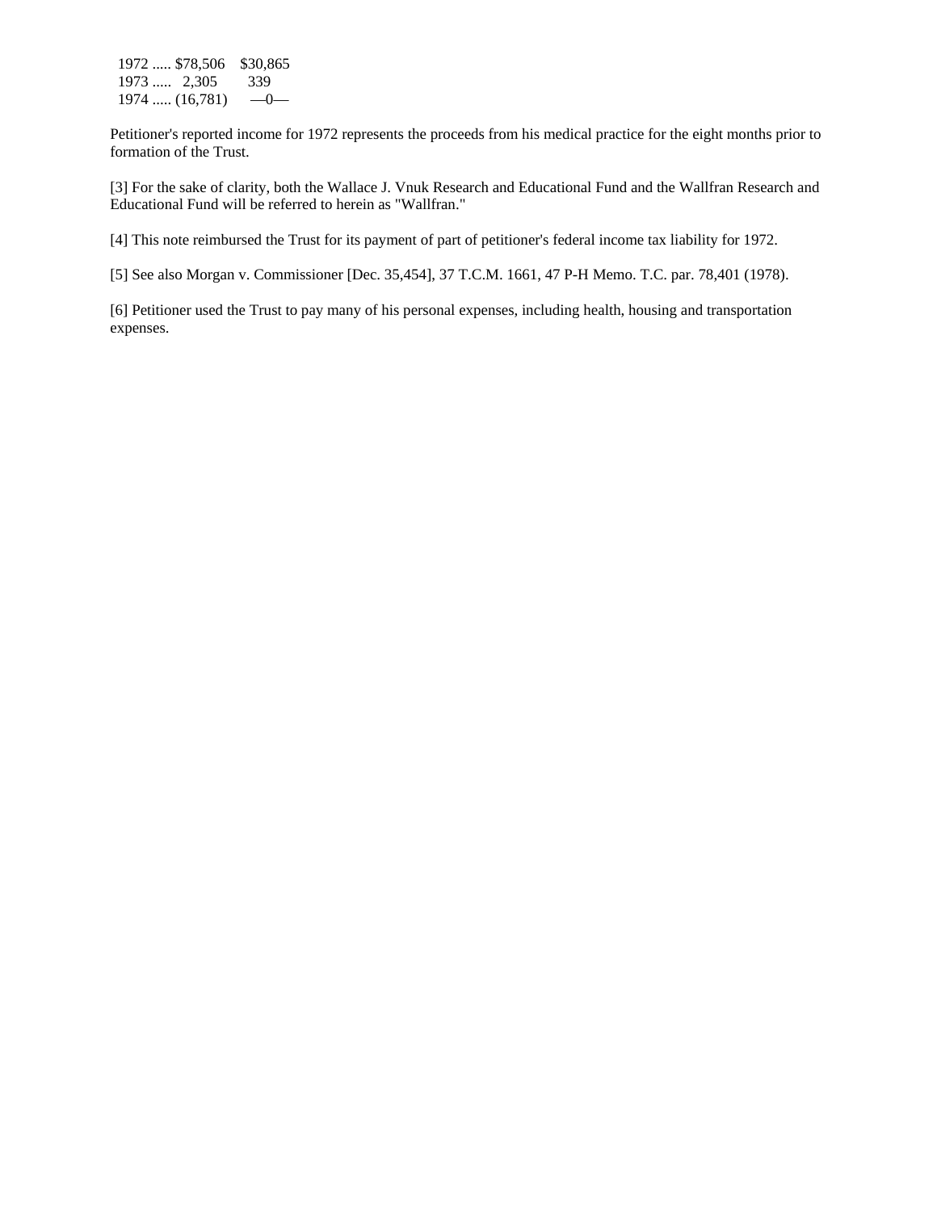| | | |
|---|---|---|
| 1972 ..... | $78,506 | $30,865 |
| 1973 ..... | 2,305 | 339 |
| 1974 ..... | (16,781) | —0— |

Petitioner's reported income for 1972 represents the proceeds from his medical practice for the eight months prior to formation of the Trust.

[3] For the sake of clarity, both the Wallace J. Vnuk Research and Educational Fund and the Wallfran Research and Educational Fund will be referred to herein as "Wallfran."

[4] This note reimbursed the Trust for its payment of part of petitioner's federal income tax liability for 1972.

[5] See also Morgan v. Commissioner [Dec. 35,454], 37 T.C.M. 1661, 47 P-H Memo. T.C. par. 78,401 (1978).

[6] Petitioner used the Trust to pay many of his personal expenses, including health, housing and transportation expenses.